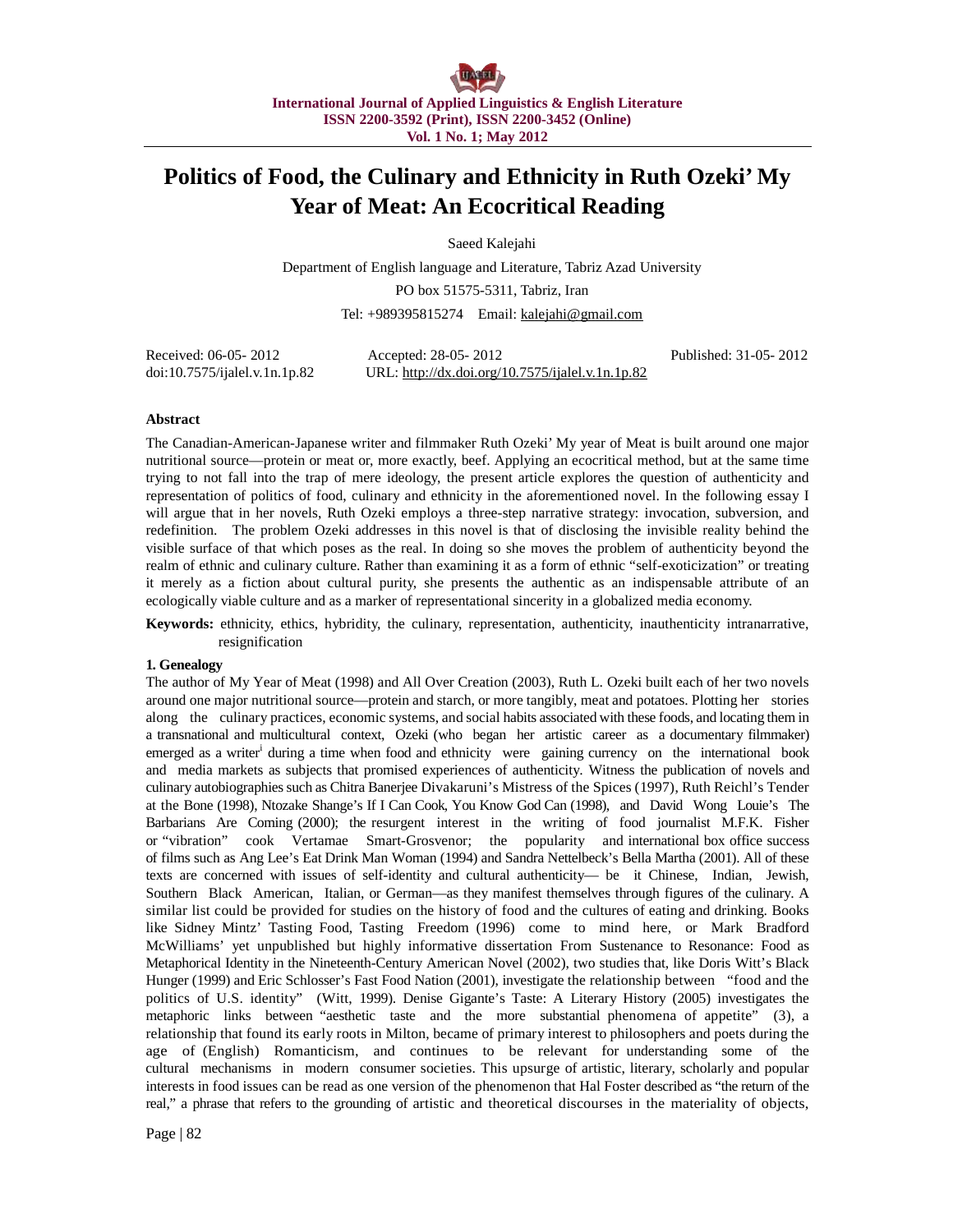International Journal of Applied Linguistics & English Literature
ISSN 2200-3592 (Print), ISSN 2200-3452 (Online)
Vol. 1 No. 1; May 2012

# Politics of Food, the Culinary and Ethnicity in Ruth Ozeki' My Year of Meat: An Ecocritical Reading

Saeed Kalejahi

Department of English language and Literature, Tabriz Azad University

PO box 51575-5311, Tabriz, Iran

Tel: +989395815274 Email: kalejahi@gmail.com

Received: 06-05- 2012 Accepted: 28-05- 2012 Published: 31-05- 2012

doi:10.7575/ijalel.v.1n.1p.82 URL: http://dx.doi.org/10.7575/ijalel.v.1n.1p.82

**Abstract**

The Canadian-American-Japanese writer and filmmaker Ruth Ozeki' My year of Meat is built around one major nutritional source—protein or meat or, more exactly, beef. Applying an ecocritical method, but at the same time trying to not fall into the trap of mere ideology, the present article explores the question of authenticity and representation of politics of food, culinary and ethnicity in the aforementioned novel. In the following essay I will argue that in her novels, Ruth Ozeki employs a three-step narrative strategy: invocation, subversion, and redefinition. The problem Ozeki addresses in this novel is that of disclosing the invisible reality behind the visible surface of that which poses as the real. In doing so she moves the problem of authenticity beyond the realm of ethnic and culinary culture. Rather than examining it as a form of ethnic "self-exoticization" or treating it merely as a fiction about cultural purity, she presents the authentic as an indispensable attribute of an ecologically viable culture and as a marker of representational sincerity in a globalized media economy.

**Keywords:** ethnicity, ethics, hybridity, the culinary, representation, authenticity, inauthenticity intranarrative, resignification

## 1. Genealogy

The author of My Year of Meat (1998) and All Over Creation (2003), Ruth L. Ozeki built each of her two novels around one major nutritional source—protein and starch, or more tangibly, meat and potatoes. Plotting her stories along the culinary practices, economic systems, and social habits associated with these foods, and locating them in a transnational and multicultural context, Ozeki (who began her artistic career as a documentary filmmaker) emerged as a writer[i] during a time when food and ethnicity were gaining currency on the international book and media markets as subjects that promised experiences of authenticity. Witness the publication of novels and culinary autobiographies such as Chitra Banerjee Divakaruni's Mistress of the Spices (1997), Ruth Reichl's Tender at the Bone (1998), Ntozake Shange's If I Can Cook, You Know God Can (1998), and David Wong Louie's The Barbarians Are Coming (2000); the resurgent interest in the writing of food journalist M.F.K. Fisher or "vibration" cook Vertamae Smart-Grosvenor; the popularity and international box office success of films such as Ang Lee's Eat Drink Man Woman (1994) and Sandra Nettelbeck's Bella Martha (2001). All of these texts are concerned with issues of self-identity and cultural authenticity— be it Chinese, Indian, Jewish, Southern Black American, Italian, or German—as they manifest themselves through figures of the culinary. A similar list could be provided for studies on the history of food and the cultures of eating and drinking. Books like Sidney Mintz' Tasting Food, Tasting Freedom (1996) come to mind here, or Mark Bradford McWilliams' yet unpublished but highly informative dissertation From Sustenance to Resonance: Food as Metaphorical Identity in the Nineteenth-Century American Novel (2002), two studies that, like Doris Witt's Black Hunger (1999) and Eric Schlosser's Fast Food Nation (2001), investigate the relationship between "food and the politics of U.S. identity" (Witt, 1999). Denise Gigante's Taste: A Literary History (2005) investigates the metaphoric links between "aesthetic taste and the more substantial phenomena of appetite" (3), a relationship that found its early roots in Milton, became of primary interest to philosophers and poets during the age of (English) Romanticism, and continues to be relevant for understanding some of the cultural mechanisms in modern consumer societies. This upsurge of artistic, literary, scholarly and popular interests in food issues can be read as one version of the phenomenon that Hal Foster described as "the return of the real," a phrase that refers to the grounding of artistic and theoretical discourses in the materiality of objects,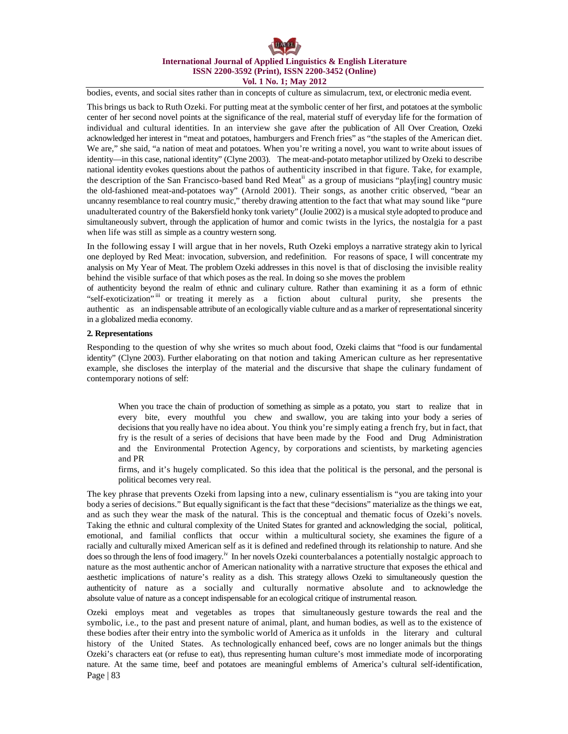bodies, events, and social sites rather than in concepts of culture as simulacrum, text, or electronic media event.

This brings us back to Ruth Ozeki. For putting meat at the symbolic center of her first, and potatoes at the symbolic center of her second novel points at the significance of the real, material stuff of everyday life for the formation of individual and cultural identities. In an interview she gave after the publication of All Over Creation, Ozeki acknowledged her interest in "meat and potatoes, hamburgers and French fries" as "the staples of the American diet. We are," she said, "a nation of meat and potatoes. When you're writing a novel, you want to write about issues of identity—in this case, national identity" (Clyne 2003). The meat-and-potato metaphor utilized by Ozeki to describe national identity evokes questions about the pathos of authenticity inscribed in that figure. Take, for example, the description of the San Francisco-based band Red Meat[ii] as a group of musicians "play[ing] country music the old-fashioned meat-and-potatoes way" (Arnold 2001). Their songs, as another critic observed, "bear an uncanny resemblance to real country music," thereby drawing attention to the fact that what may sound like "pure unadulterated country of the Bakersfield honky tonk variety" (Joulie 2002) is a musical style adopted to produce and simultaneously subvert, through the application of humor and comic twists in the lyrics, the nostalgia for a past when life was still as simple as a country western song.

In the following essay I will argue that in her novels, Ruth Ozeki employs a narrative strategy akin to lyrical one deployed by Red Meat: invocation, subversion, and redefinition. For reasons of space, I will concentrate my analysis on My Year of Meat. The problem Ozeki addresses in this novel is that of disclosing the invisible reality behind the visible surface of that which poses as the real. In doing so she moves the problem of authenticity beyond the realm of ethnic and culinary culture. Rather than examining it as a form of ethnic "self-exoticization"[iii] or treating it merely as a fiction about cultural purity, she presents the authentic as an indispensable attribute of an ecologically viable culture and as a marker of representational sincerity in a globalized media economy.

#### 2. Representations

Responding to the question of why she writes so much about food, Ozeki claims that "food is our fundamental identity" (Clyne 2003). Further elaborating on that notion and taking American culture as her representative example, she discloses the interplay of the material and the discursive that shape the culinary fundament of contemporary notions of self:

> When you trace the chain of production of something as simple as a potato, you start to realize that in every bite, every mouthful you chew and swallow, you are taking into your body a series of decisions that you really have no idea about. You think you're simply eating a french fry, but in fact, that fry is the result of a series of decisions that have been made by the Food and Drug Administration and the Environmental Protection Agency, by corporations and scientists, by marketing agencies and PR firms, and it's hugely complicated. So this idea that the political is the personal, and the personal is political becomes very real.

The key phrase that prevents Ozeki from lapsing into a new, culinary essentialism is "you are taking into your body a series of decisions." But equally significant is the fact that these "decisions" materialize as the things we eat, and as such they wear the mask of the natural. This is the conceptual and thematic focus of Ozeki's novels. Taking the ethnic and cultural complexity of the United States for granted and acknowledging the social, political, emotional, and familial conflicts that occur within a multicultural society, she examines the figure of a racially and culturally mixed American self as it is defined and redefined through its relationship to nature. And she does so through the lens of food imagery.[iv] In her novels Ozeki counterbalances a potentially nostalgic approach to nature as the most authentic anchor of American nationality with a narrative structure that exposes the ethical and aesthetic implications of nature's reality as a dish. This strategy allows Ozeki to simultaneously question the authenticity of nature as a socially and culturally normative absolute and to acknowledge the absolute value of nature as a concept indispensable for an ecological critique of instrumental reason.

Ozeki employs meat and vegetables as tropes that simultaneously gesture towards the real and the symbolic, i.e., to the past and present nature of animal, plant, and human bodies, as well as to the existence of these bodies after their entry into the symbolic world of America as it unfolds in the literary and cultural history of the United States. As technologically enhanced beef, cows are no longer animals but the things Ozeki's characters eat (or refuse to eat), thus representing human culture's most immediate mode of incorporating nature. At the same time, beef and potatoes are meaningful emblems of America's cultural self-identification,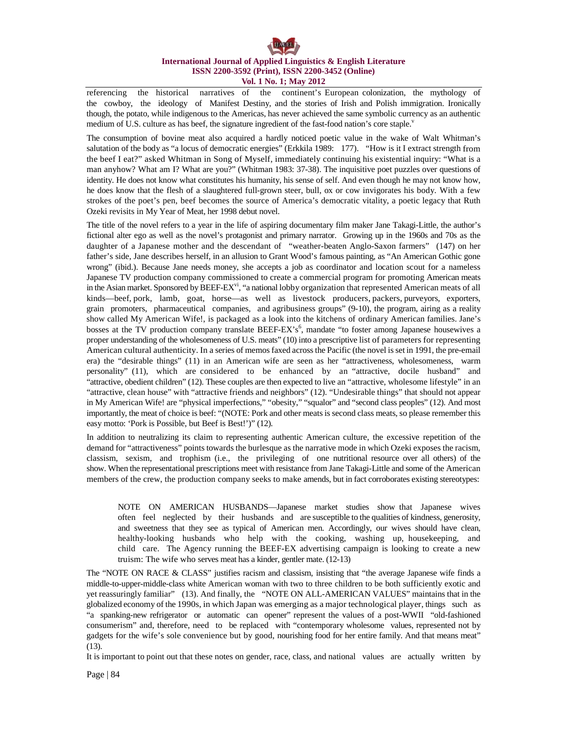referencing the historical narratives of the continent's European colonization, the mythology of the cowboy, the ideology of Manifest Destiny, and the stories of Irish and Polish immigration. Ironically though, the potato, while indigenous to the Americas, has never achieved the same symbolic currency as an authentic medium of U.S. culture as has beef, the signature ingredient of the fast-food nation's core staple.[v]

The consumption of bovine meat also acquired a hardly noticed poetic value in the wake of Walt Whitman's salutation of the body as "a locus of democratic energies" (Erkkila 1989: 177). "How is it I extract strength from the beef I eat?" asked Whitman in Song of Myself, immediately continuing his existential inquiry: "What is a man anyhow? What am I? What are you?" (Whitman 1983: 37-38). The inquisitive poet puzzles over questions of identity. He does not know what constitutes his humanity, his sense of self. And even though he may not know how, he does know that the flesh of a slaughtered full-grown steer, bull, ox or cow invigorates his body. With a few strokes of the poet's pen, beef becomes the source of America's democratic vitality, a poetic legacy that Ruth Ozeki revisits in My Year of Meat, her 1998 debut novel.

The title of the novel refers to a year in the life of aspiring documentary film maker Jane Takagi-Little, the author's fictional alter ego as well as the novel's protagonist and primary narrator. Growing up in the 1960s and 70s as the daughter of a Japanese mother and the descendant of "weather-beaten Anglo-Saxon farmers" (147) on her father's side, Jane describes herself, in an allusion to Grant Wood's famous painting, as "An American Gothic gone wrong" (ibid.). Because Jane needs money, she accepts a job as coordinator and location scout for a nameless Japanese TV production company commissioned to create a commercial program for promoting American meats in the Asian market. Sponsored by BEEF-EX[vi], "a national lobby organization that represented American meats of all kinds—beef, pork, lamb, goat, horse—as well as livestock producers, packers, purveyors, exporters, grain promoters, pharmaceutical companies, and agribusiness groups" (9-10), the program, airing as a reality show called My American Wife!, is packaged as a look into the kitchens of ordinary American families. Jane's bosses at the TV production company translate BEEF-EX's[6] mandate "to foster among Japanese housewives a proper understanding of the wholesomeness of U.S. meats" (10) into a prescriptive list of parameters for representing American cultural authenticity. In a series of memos faxed across the Pacific (the novel is set in 1991, the pre-email era) the "desirable things" (11) in an American wife are seen as her "attractiveness, wholesomeness, warm personality" (11), which are considered to be enhanced by an "attractive, docile husband" and "attractive, obedient children" (12). These couples are then expected to live an "attractive, wholesome lifestyle" in an "attractive, clean house" with "attractive friends and neighbors" (12). "Undesirable things" that should not appear in My American Wife! are "physical imperfections," "obesity," "squalor" and "second class peoples" (12). And most importantly, the meat of choice is beef: "(NOTE: Pork and other meats is second class meats, so please remember this easy motto: 'Pork is Possible, but Beef is Best!')" (12).

In addition to neutralizing its claim to representing authentic American culture, the excessive repetition of the demand for "attractiveness" points towards the burlesque as the narrative mode in which Ozeki exposes the racism, classism, sexism, and trophism (i.e., the privileging of one nutritional resource over all others) of the show. When the representational prescriptions meet with resistance from Jane Takagi-Little and some of the American members of the crew, the production company seeks to make amends, but in fact corroborates existing stereotypes:

> NOTE ON AMERICAN HUSBANDS—Japanese market studies show that Japanese wives often feel neglected by their husbands and are susceptible to the qualities of kindness, generosity, and sweetness that they see as typical of American men. Accordingly, our wives should have clean, healthy-looking husbands who help with the cooking, washing up, housekeeping, and child care. The Agency running the BEEF-EX advertising campaign is looking to create a new truism: The wife who serves meat has a kinder, gentler mate. (12-13)

The "NOTE ON RACE & CLASS" justifies racism and classism, insisting that "the average Japanese wife finds a middle-to-upper-middle-class white American woman with two to three children to be both sufficiently exotic and yet reassuringly familiar" (13). And finally, the "NOTE ON ALL-AMERICAN VALUES" maintains that in the globalized economy of the 1990s, in which Japan was emerging as a major technological player, things such as "a spanking-new refrigerator or automatic can opener" represent the values of a post-WWII "old-fashioned consumerism" and, therefore, need to be replaced with "contemporary wholesome values, represented not by gadgets for the wife's sole convenience but by good, nourishing food for her entire family. And that means meat" (13).

It is important to point out that these notes on gender, race, class, and national values are actually written by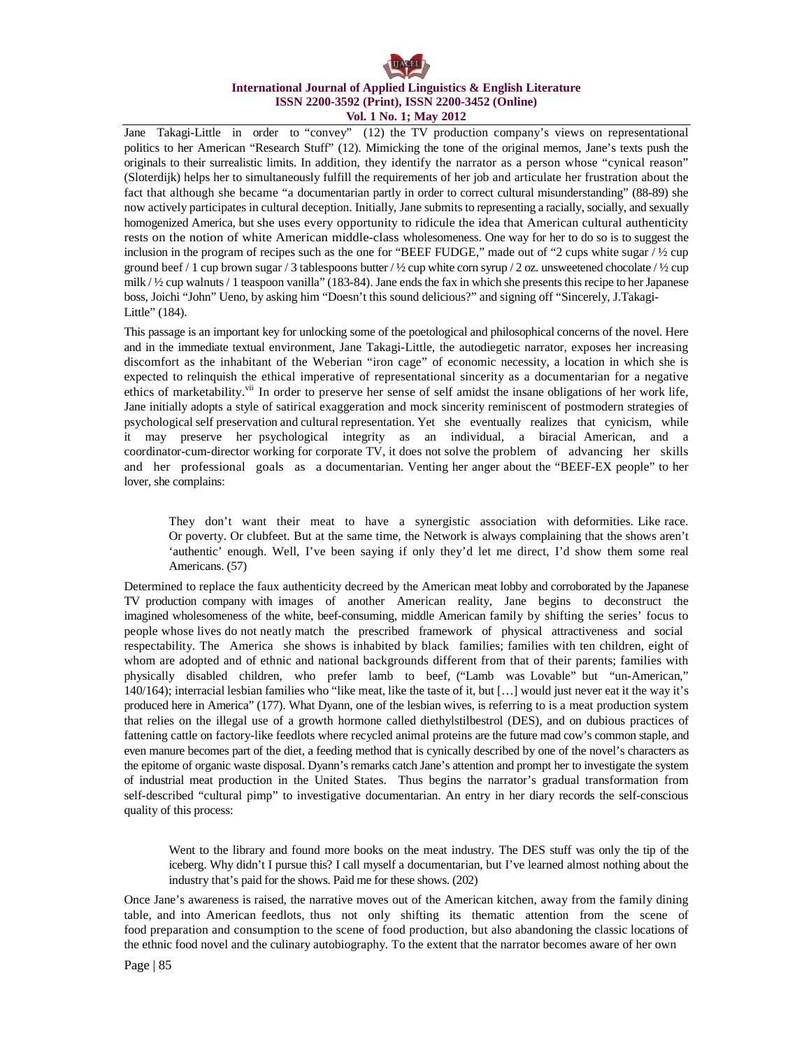Jane Takagi-Little in order to "convey" (12) the TV production company's views on representational politics to her American "Research Stuff" (12). Mimicking the tone of the original memos, Jane's texts push the originals to their surrealistic limits. In addition, they identify the narrator as a person whose "cynical reason" (Sloterdijk) helps her to simultaneously fulfill the requirements of her job and articulate her frustration about the fact that although she became "a documentarian partly in order to correct cultural misunderstanding" (88-89) she now actively participates in cultural deception. Initially, Jane submits to representing a racially, socially, and sexually homogenized America, but she uses every opportunity to ridicule the idea that American cultural authenticity rests on the notion of white American middle-class wholesomeness. One way for her to do so is to suggest the inclusion in the program of recipes such as the one for "BEEF FUDGE," made out of "2 cups white sugar / ½ cup ground beef / 1 cup brown sugar / 3 tablespoons butter / ½ cup white corn syrup / 2 oz. unsweetened chocolate / ½ cup milk / ½ cup walnuts / 1 teaspoon vanilla" (183-84). Jane ends the fax in which she presents this recipe to her Japanese boss, Joichi "John" Ueno, by asking him "Doesn't this sound delicious?" and signing off "Sincerely, J.Takagi-Little" (184).

This passage is an important key for unlocking some of the poetological and philosophical concerns of the novel. Here and in the immediate textual environment, Jane Takagi-Little, the autodiegetic narrator, exposes her increasing discomfort as the inhabitant of the Weberian "iron cage" of economic necessity, a location in which she is expected to relinquish the ethical imperative of representational sincerity as a documentarian for a negative ethics of marketability.[vii] In order to preserve her sense of self amidst the insane obligations of her work life, Jane initially adopts a style of satirical exaggeration and mock sincerity reminiscent of postmodern strategies of psychological self preservation and cultural representation. Yet she eventually realizes that cynicism, while it may preserve her psychological integrity as an individual, a biracial American, and a coordinator-cum-director working for corporate TV, it does not solve the problem of advancing her skills and her professional goals as a documentarian. Venting her anger about the "BEEF-EX people" to her lover, she complains:

> They don't want their meat to have a synergistic association with deformities. Like race. Or poverty. Or clubfeet. But at the same time, the Network is always complaining that the shows aren't 'authentic' enough. Well, I've been saying if only they'd let me direct, I'd show them some real Americans. (57)

Determined to replace the faux authenticity decreed by the American meat lobby and corroborated by the Japanese TV production company with images of another American reality, Jane begins to deconstruct the imagined wholesomeness of the white, beef-consuming, middle American family by shifting the series' focus to people whose lives do not neatly match the prescribed framework of physical attractiveness and social respectability. The America she shows is inhabited by black families; families with ten children, eight of whom are adopted and of ethnic and national backgrounds different from that of their parents; families with physically disabled children, who prefer lamb to beef, ("Lamb was Lovable" but "un-American," 140/164); interracial lesbian families who "like meat, like the taste of it, but […] would just never eat it the way it's produced here in America" (177). What Dyann, one of the lesbian wives, is referring to is a meat production system that relies on the illegal use of a growth hormone called diethylstilbestrol (DES), and on dubious practices of fattening cattle on factory-like feedlots where recycled animal proteins are the future mad cow's common staple, and even manure becomes part of the diet, a feeding method that is cynically described by one of the novel's characters as the epitome of organic waste disposal. Dyann's remarks catch Jane's attention and prompt her to investigate the system of industrial meat production in the United States. Thus begins the narrator's gradual transformation from self-described "cultural pimp" to investigative documentarian. An entry in her diary records the self-conscious quality of this process:

> Went to the library and found more books on the meat industry. The DES stuff was only the tip of the iceberg. Why didn't I pursue this? I call myself a documentarian, but I've learned almost nothing about the industry that's paid for the shows. Paid me for these shows. (202)

Once Jane's awareness is raised, the narrative moves out of the American kitchen, away from the family dining table, and into American feedlots, thus not only shifting its thematic attention from the scene of food preparation and consumption to the scene of food production, but also abandoning the classic locations of the ethnic food novel and the culinary autobiography. To the extent that the narrator becomes aware of her own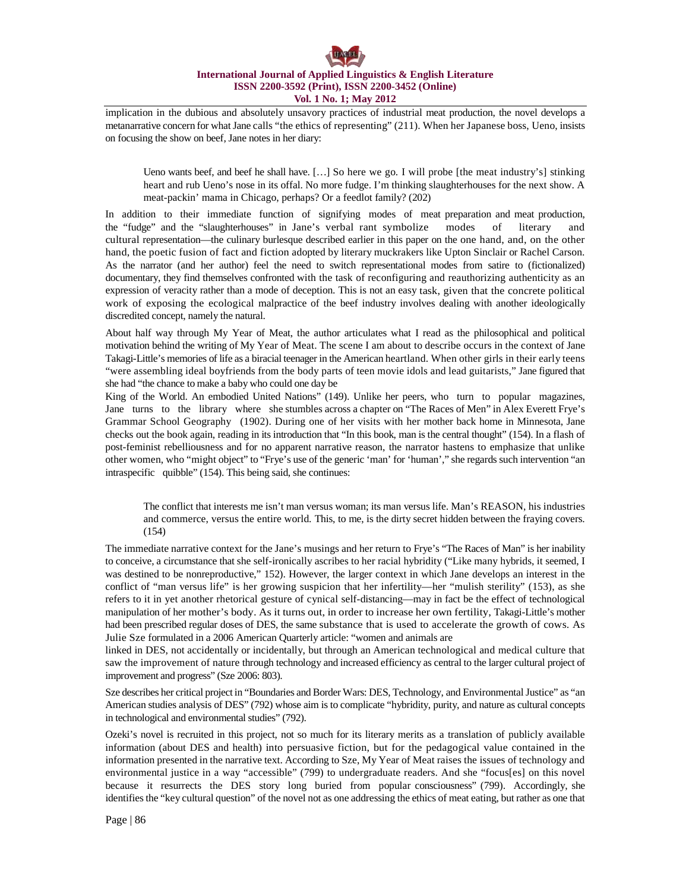implication in the dubious and absolutely unsavory practices of industrial meat production, the novel develops a metanarrative concern for what Jane calls "the ethics of representing" (211). When her Japanese boss, Ueno, insists on focusing the show on beef, Jane notes in her diary:

> Ueno wants beef, and beef he shall have. […] So here we go. I will probe [the meat industry's] stinking heart and rub Ueno's nose in its offal. No more fudge. I'm thinking slaughterhouses for the next show. A meat-packin' mama in Chicago, perhaps? Or a feedlot family? (202)

In addition to their immediate function of signifying modes of meat preparation and meat production, the "fudge" and the "slaughterhouses" in Jane's verbal rant symbolize modes of literary and cultural representation—the culinary burlesque described earlier in this paper on the one hand, and, on the other hand, the poetic fusion of fact and fiction adopted by literary muckrakers like Upton Sinclair or Rachel Carson. As the narrator (and her author) feel the need to switch representational modes from satire to (fictionalized) documentary, they find themselves confronted with the task of reconfiguring and reauthorizing authenticity as an expression of veracity rather than a mode of deception. This is not an easy task, given that the concrete political work of exposing the ecological malpractice of the beef industry involves dealing with another ideologically discredited concept, namely the natural.

About half way through My Year of Meat, the author articulates what I read as the philosophical and political motivation behind the writing of My Year of Meat. The scene I am about to describe occurs in the context of Jane Takagi-Little's memories of life as a biracial teenager in the American heartland. When other girls in their early teens "were assembling ideal boyfriends from the body parts of teen movie idols and lead guitarists," Jane figured that she had "the chance to make a baby who could one day be King of the World. An embodied United Nations" (149). Unlike her peers, who turn to popular magazines, Jane turns to the library where she stumbles across a chapter on "The Races of Men" in Alex Everett Frye's Grammar School Geography (1902). During one of her visits with her mother back home in Minnesota, Jane checks out the book again, reading in its introduction that "In this book, man is the central thought" (154). In a flash of post-feminist rebelliousness and for no apparent narrative reason, the narrator hastens to emphasize that unlike other women, who "might object" to "Frye's use of the generic 'man' for 'human'," she regards such intervention "an intraspecific quibble" (154). This being said, she continues:

> The conflict that interests me isn't man versus woman; its man versus life. Man's REASON, his industries and commerce, versus the entire world. This, to me, is the dirty secret hidden between the fraying covers. (154)

The immediate narrative context for the Jane's musings and her return to Frye's "The Races of Man" is her inability to conceive, a circumstance that she self-ironically ascribes to her racial hybridity ("Like many hybrids, it seemed, I was destined to be nonreproductive," 152). However, the larger context in which Jane develops an interest in the conflict of "man versus life" is her growing suspicion that her infertility—her "mulish sterility" (153), as she refers to it in yet another rhetorical gesture of cynical self-distancing—may in fact be the effect of technological manipulation of her mother's body. As it turns out, in order to increase her own fertility, Takagi-Little's mother had been prescribed regular doses of DES, the same substance that is used to accelerate the growth of cows. As Julie Sze formulated in a 2006 American Quarterly article: "women and animals are linked in DES, not accidentally or incidentally, but through an American technological and medical culture that saw the improvement of nature through technology and increased efficiency as central to the larger cultural project of improvement and progress" (Sze 2006: 803).

Sze describes her critical project in "Boundaries and Border Wars: DES, Technology, and Environmental Justice" as "an American studies analysis of DES" (792) whose aim is to complicate "hybridity, purity, and nature as cultural concepts in technological and environmental studies" (792).

Ozeki's novel is recruited in this project, not so much for its literary merits as a translation of publicly available information (about DES and health) into persuasive fiction, but for the pedagogical value contained in the information presented in the narrative text. According to Sze, My Year of Meat raises the issues of technology and environmental justice in a way "accessible" (799) to undergraduate readers. And she "focus[es] on this novel because it resurrects the DES story long buried from popular consciousness" (799). Accordingly, she identifies the "key cultural question" of the novel not as one addressing the ethics of meat eating, but rather as one that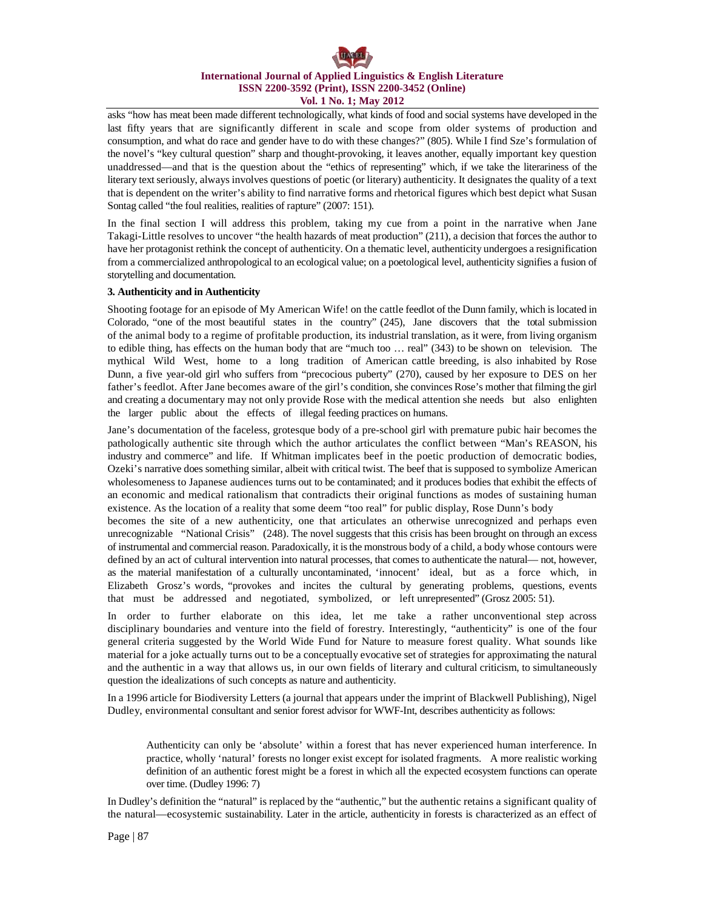asks "how has meat been made different technologically, what kinds of food and social systems have developed in the last fifty years that are significantly different in scale and scope from older systems of production and consumption, and what do race and gender have to do with these changes?" (805). While I find Sze's formulation of the novel's "key cultural question" sharp and thought-provoking, it leaves another, equally important key question unaddressed—and that is the question about the "ethics of representing" which, if we take the literariness of the literary text seriously, always involves questions of poetic (or literary) authenticity. It designates the quality of a text that is dependent on the writer's ability to find narrative forms and rhetorical figures which best depict what Susan Sontag called "the foul realities, realities of rapture" (2007: 151).

In the final section I will address this problem, taking my cue from a point in the narrative when Jane Takagi-Little resolves to uncover "the health hazards of meat production" (211), a decision that forces the author to have her protagonist rethink the concept of authenticity. On a thematic level, authenticity undergoes a resignification from a commercialized anthropological to an ecological value; on a poetological level, authenticity signifies a fusion of storytelling and documentation.

**3. Authenticity and in Authenticity**

Shooting footage for an episode of My American Wife! on the cattle feedlot of the Dunn family, which is located in Colorado, "one of the most beautiful states in the country" (245), Jane discovers that the total submission of the animal body to a regime of profitable production, its industrial translation, as it were, from living organism to edible thing, has effects on the human body that are "much too … real" (343) to be shown on television. The mythical Wild West, home to a long tradition of American cattle breeding, is also inhabited by Rose Dunn, a five year-old girl who suffers from "precocious puberty" (270), caused by her exposure to DES on her father's feedlot. After Jane becomes aware of the girl's condition, she convinces Rose's mother that filming the girl and creating a documentary may not only provide Rose with the medical attention she needs but also enlighten the larger public about the effects of illegal feeding practices on humans.

Jane's documentation of the faceless, grotesque body of a pre-school girl with premature pubic hair becomes the pathologically authentic site through which the author articulates the conflict between "Man's REASON, his industry and commerce" and life. If Whitman implicates beef in the poetic production of democratic bodies, Ozeki's narrative does something similar, albeit with critical twist. The beef that is supposed to symbolize American wholesomeness to Japanese audiences turns out to be contaminated; and it produces bodies that exhibit the effects of an economic and medical rationalism that contradicts their original functions as modes of sustaining human existence. As the location of a reality that some deem "too real" for public display, Rose Dunn's body becomes the site of a new authenticity, one that articulates an otherwise unrecognized and perhaps even unrecognizable "National Crisis" (248). The novel suggests that this crisis has been brought on through an excess of instrumental and commercial reason. Paradoxically, it is the monstrous body of a child, a body whose contours were defined by an act of cultural intervention into natural processes, that comes to authenticate the natural— not, however, as the material manifestation of a culturally uncontaminated, 'innocent' ideal, but as a force which, in Elizabeth Grosz's words, "provokes and incites the cultural by generating problems, questions, events that must be addressed and negotiated, symbolized, or left unrepresented" (Grosz 2005: 51).

In order to further elaborate on this idea, let me take a rather unconventional step across disciplinary boundaries and venture into the field of forestry. Interestingly, "authenticity" is one of the four general criteria suggested by the World Wide Fund for Nature to measure forest quality. What sounds like material for a joke actually turns out to be a conceptually evocative set of strategies for approximating the natural and the authentic in a way that allows us, in our own fields of literary and cultural criticism, to simultaneously question the idealizations of such concepts as nature and authenticity.

In a 1996 article for Biodiversity Letters (a journal that appears under the imprint of Blackwell Publishing), Nigel Dudley, environmental consultant and senior forest advisor for WWF-Int, describes authenticity as follows:

> Authenticity can only be 'absolute' within a forest that has never experienced human interference. In practice, wholly 'natural' forests no longer exist except for isolated fragments. A more realistic working definition of an authentic forest might be a forest in which all the expected ecosystem functions can operate over time. (Dudley 1996: 7)

In Dudley's definition the "natural" is replaced by the "authentic," but the authentic retains a significant quality of the natural—ecosystemic sustainability. Later in the article, authenticity in forests is characterized as an effect of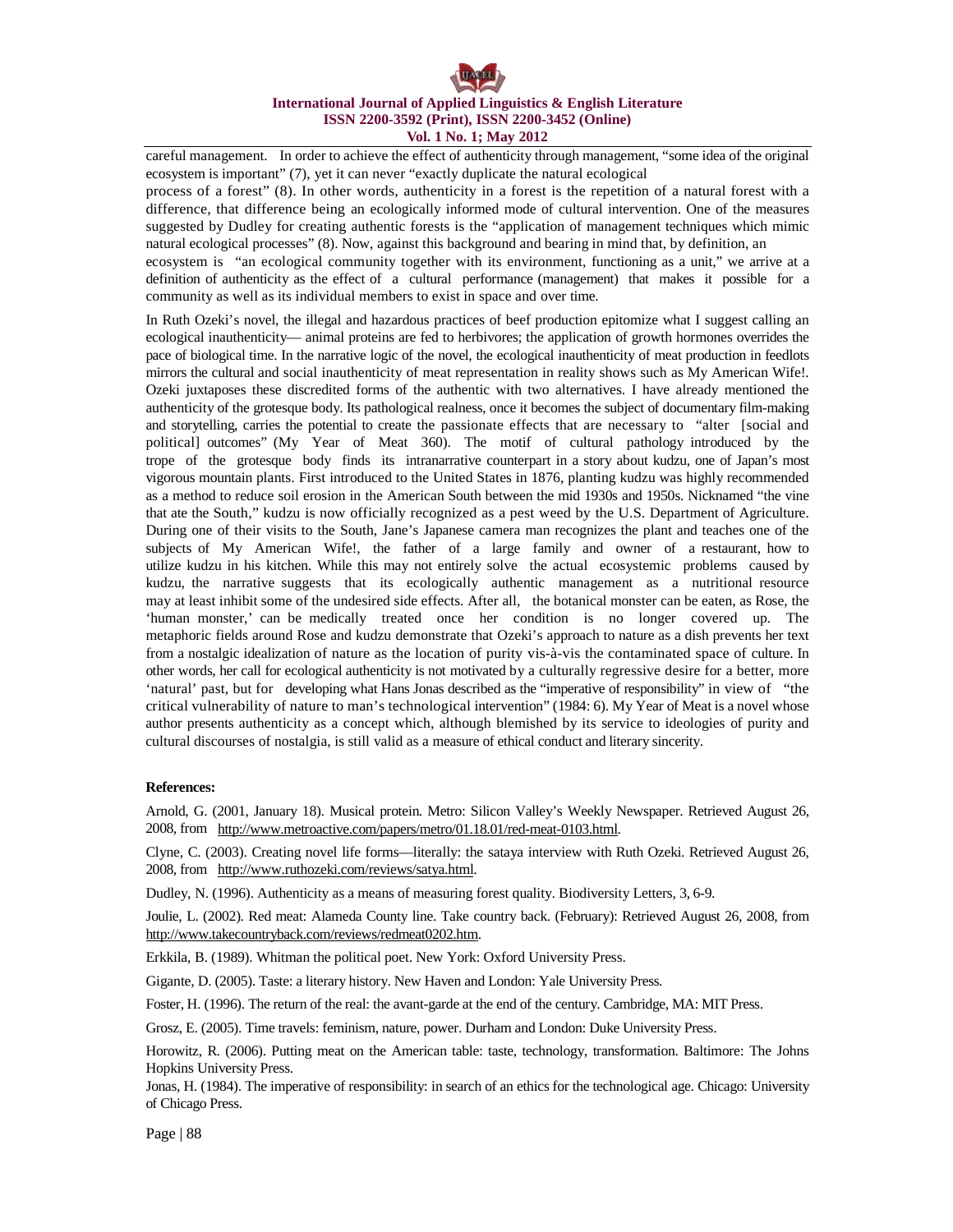careful management. In order to achieve the effect of authenticity through management, "some idea of the original ecosystem is important" (7), yet it can never "exactly duplicate the natural ecological process of a forest" (8). In other words, authenticity in a forest is the repetition of a natural forest with a difference, that difference being an ecologically informed mode of cultural intervention. One of the measures suggested by Dudley for creating authentic forests is the "application of management techniques which mimic natural ecological processes" (8). Now, against this background and bearing in mind that, by definition, an ecosystem is "an ecological community together with its environment, functioning as a unit," we arrive at a definition of authenticity as the effect of a cultural performance (management) that makes it possible for a community as well as its individual members to exist in space and over time.

In Ruth Ozeki's novel, the illegal and hazardous practices of beef production epitomize what I suggest calling an ecological inauthenticity— animal proteins are fed to herbivores; the application of growth hormones overrides the pace of biological time. In the narrative logic of the novel, the ecological inauthenticity of meat production in feedlots mirrors the cultural and social inauthenticity of meat representation in reality shows such as My American Wife!. Ozeki juxtaposes these discredited forms of the authentic with two alternatives. I have already mentioned the authenticity of the grotesque body. Its pathological realness, once it becomes the subject of documentary film-making and storytelling, carries the potential to create the passionate effects that are necessary to "alter [social and political] outcomes" (My Year of Meat 360). The motif of cultural pathology introduced by the trope of the grotesque body finds its intranarrative counterpart in a story about kudzu, one of Japan's most vigorous mountain plants. First introduced to the United States in 1876, planting kudzu was highly recommended as a method to reduce soil erosion in the American South between the mid 1930s and 1950s. Nicknamed "the vine that ate the South," kudzu is now officially recognized as a pest weed by the U.S. Department of Agriculture. During one of their visits to the South, Jane's Japanese camera man recognizes the plant and teaches one of the subjects of My American Wife!, the father of a large family and owner of a restaurant, how to utilize kudzu in his kitchen. While this may not entirely solve the actual ecosystemic problems caused by kudzu, the narrative suggests that its ecologically authentic management as a nutritional resource may at least inhibit some of the undesired side effects. After all, the botanical monster can be eaten, as Rose, the 'human monster,' can be medically treated once her condition is no longer covered up. The metaphoric fields around Rose and kudzu demonstrate that Ozeki's approach to nature as a dish prevents her text from a nostalgic idealization of nature as the location of purity vis-à-vis the contaminated space of culture. In other words, her call for ecological authenticity is not motivated by a culturally regressive desire for a better, more 'natural' past, but for developing what Hans Jonas described as the "imperative of responsibility" in view of "the critical vulnerability of nature to man's technological intervention" (1984: 6). My Year of Meat is a novel whose author presents authenticity as a concept which, although blemished by its service to ideologies of purity and cultural discourses of nostalgia, is still valid as a measure of ethical conduct and literary sincerity.

**References:**

Arnold, G. (2001, January 18). Musical protein. Metro: Silicon Valley's Weekly Newspaper. Retrieved August 26, 2008, from http://www.metroactive.com/papers/metro/01.18.01/red-meat-0103.html.

Clyne, C. (2003). Creating novel life forms—literally: the sataya interview with Ruth Ozeki. Retrieved August 26, 2008, from http://www.ruthozeki.com/reviews/satya.html.

Dudley, N. (1996). Authenticity as a means of measuring forest quality. Biodiversity Letters, 3, 6-9.

Joulie, L. (2002). Red meat: Alameda County line. Take country back. (February): Retrieved August 26, 2008, from http://www.takecountryback.com/reviews/redmeat0202.htm.

Erkkila, B. (1989). Whitman the political poet. New York: Oxford University Press.

Gigante, D. (2005). Taste: a literary history. New Haven and London: Yale University Press.

Foster, H. (1996). The return of the real: the avant-garde at the end of the century. Cambridge, MA: MIT Press.

Grosz, E. (2005). Time travels: feminism, nature, power. Durham and London: Duke University Press.

Horowitz, R. (2006). Putting meat on the American table: taste, technology, transformation. Baltimore: The Johns Hopkins University Press.

Jonas, H. (1984). The imperative of responsibility: in search of an ethics for the technological age. Chicago: University of Chicago Press.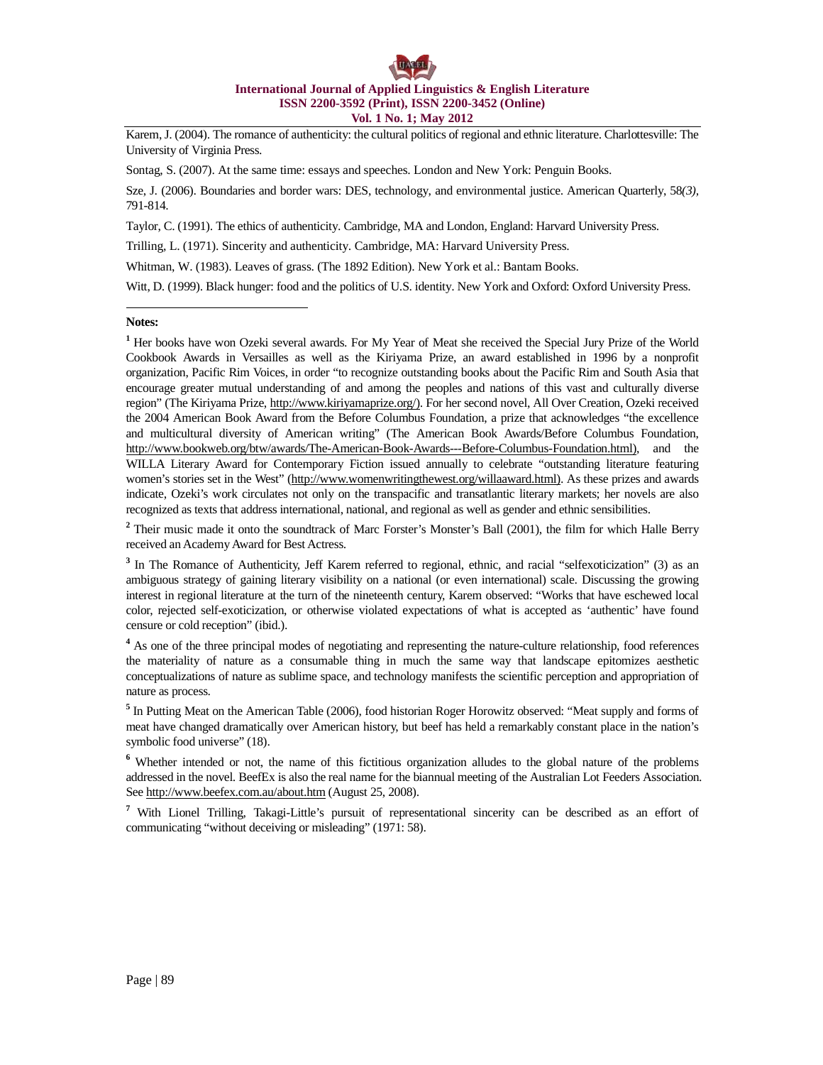Karem, J. (2004). The romance of authenticity: the cultural politics of regional and ethnic literature. Charlottesville: The University of Virginia Press.

Sontag, S. (2007). At the same time: essays and speeches. London and New York: Penguin Books.

Sze, J. (2006). Boundaries and border wars: DES, technology, and environmental justice. American Quarterly, 58*(3)*, 791-814.

Taylor, C. (1991). The ethics of authenticity. Cambridge, MA and London, England: Harvard University Press.

Trilling, L. (1971). Sincerity and authenticity. Cambridge, MA: Harvard University Press.

Whitman, W. (1983). Leaves of grass. (The 1892 Edition). New York et al.: Bantam Books.

Witt, D. (1999). Black hunger: food and the politics of U.S. identity. New York and Oxford: Oxford University Press.

---

**Notes:**

[1] Her books have won Ozeki several awards. For My Year of Meat she received the Special Jury Prize of the World Cookbook Awards in Versailles as well as the Kiriyama Prize, an award established in 1996 by a nonprofit organization, Pacific Rim Voices, in order "to recognize outstanding books about the Pacific Rim and South Asia that encourage greater mutual understanding of and among the peoples and nations of this vast and culturally diverse region" (The Kiriyama Prize, http://www.kiriyamaprize.org/). For her second novel, All Over Creation, Ozeki received the 2004 American Book Award from the Before Columbus Foundation, a prize that acknowledges "the excellence and multicultural diversity of American writing" (The American Book Awards/Before Columbus Foundation, http://www.bookweb.org/btw/awards/The-American-Book-Awards---Before-Columbus-Foundation.html), and the WILLA Literary Award for Contemporary Fiction issued annually to celebrate "outstanding literature featuring women's stories set in the West" (http://www.womenwritingthewest.org/willaaward.html). As these prizes and awards indicate, Ozeki's work circulates not only on the transpacific and transatlantic literary markets; her novels are also recognized as texts that address international, national, and regional as well as gender and ethnic sensibilities.

[2] Their music made it onto the soundtrack of Marc Forster's Monster's Ball (2001), the film for which Halle Berry received an Academy Award for Best Actress.

[3] In The Romance of Authenticity, Jeff Karem referred to regional, ethnic, and racial "selfexoticization" (3) as an ambiguous strategy of gaining literary visibility on a national (or even international) scale. Discussing the growing interest in regional literature at the turn of the nineteenth century, Karem observed: "Works that have eschewed local color, rejected self-exoticization, or otherwise violated expectations of what is accepted as 'authentic' have found censure or cold reception" (ibid.).

[4] As one of the three principal modes of negotiating and representing the nature-culture relationship, food references the materiality of nature as a consumable thing in much the same way that landscape epitomizes aesthetic conceptualizations of nature as sublime space, and technology manifests the scientific perception and appropriation of nature as process.

[5] In Putting Meat on the American Table (2006), food historian Roger Horowitz observed: "Meat supply and forms of meat have changed dramatically over American history, but beef has held a remarkably constant place in the nation's symbolic food universe" (18).

[6] Whether intended or not, the name of this fictitious organization alludes to the global nature of the problems addressed in the novel. BeefEx is also the real name for the biannual meeting of the Australian Lot Feeders Association. See http://www.beefex.com.au/about.htm (August 25, 2008).

[7] With Lionel Trilling, Takagi-Little's pursuit of representational sincerity can be described as an effort of communicating "without deceiving or misleading" (1971: 58).